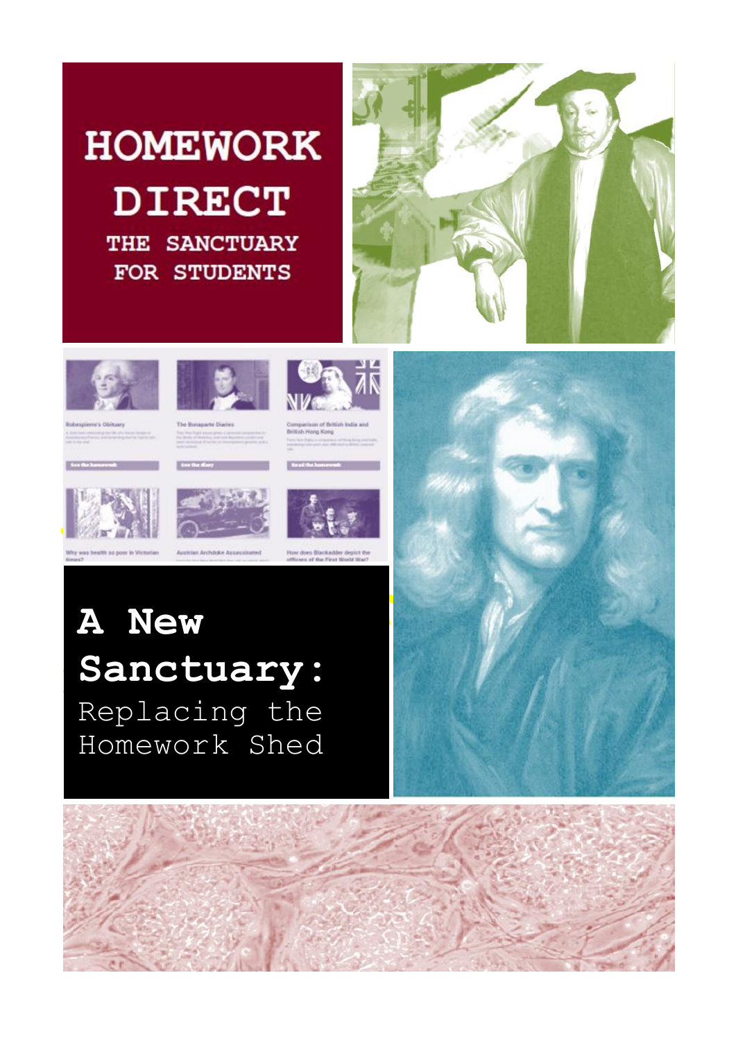# HOMEWORK DIRECT

THE SANCTUARY FOR STUDENTS

# A New Sanctuary:

Replacing the Homework Shed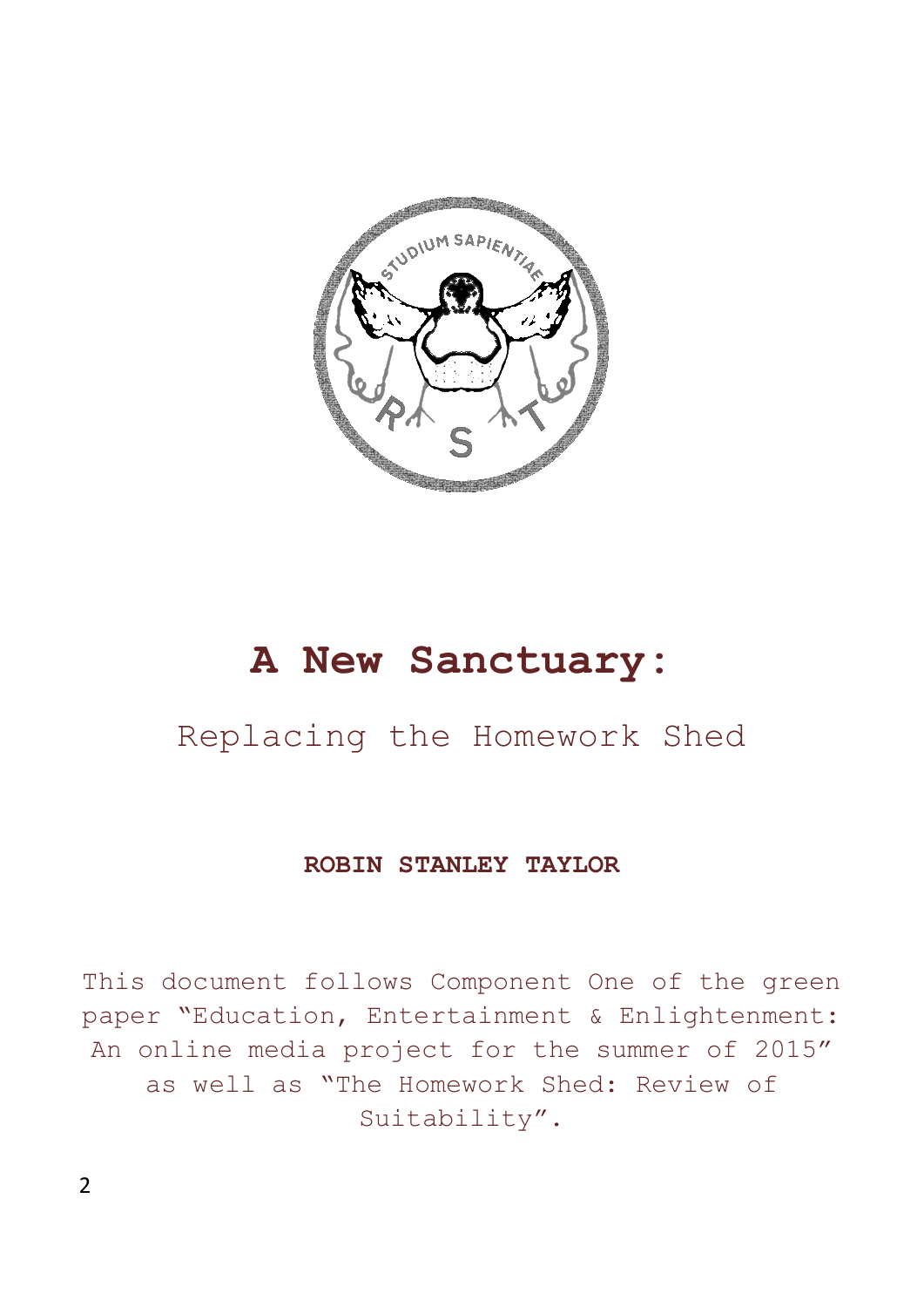# A New Sanctuary:

## Replacing the Homework Shed

**ROBIN STANLEY TAYLOR**

This document follows Component One of the green paper "Education, Entertainment & Enlightenment: An online media project for the summer of 2015" as well as "The Homework Shed: Review of Suitability".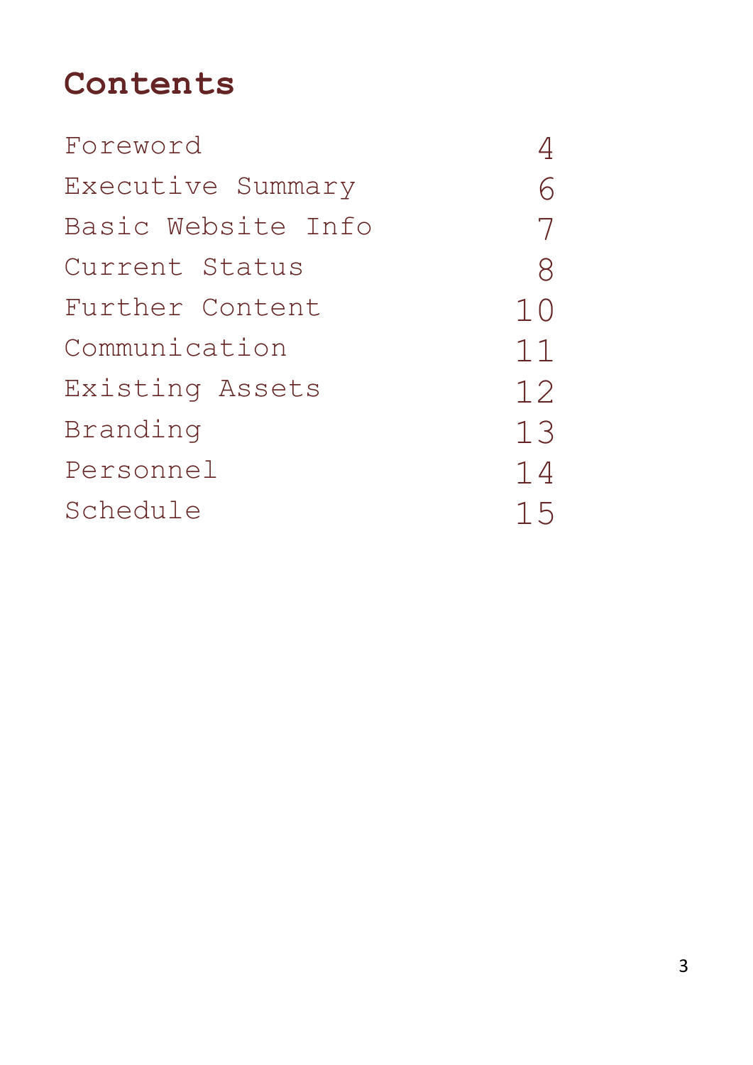# Contents

| | |
|---|---|
| Foreword | 4 |
| Executive Summary | 6 |
| Basic Website Info | 7 |
| Current Status | 8 |
| Further Content | 10 |
| Communication | 11 |
| Existing Assets | 12 |
| Branding | 13 |
| Personnel | 14 |
| Schedule | 15 |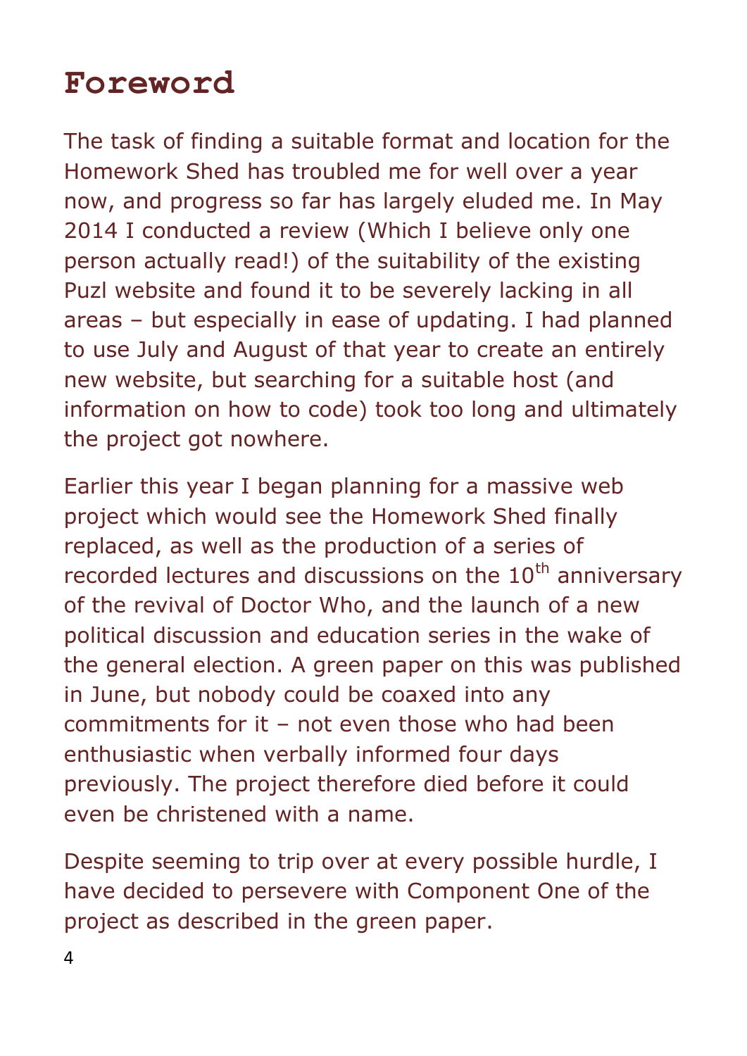# Foreword

The task of finding a suitable format and location for the Homework Shed has troubled me for well over a year now, and progress so far has largely eluded me. In May 2014 I conducted a review (Which I believe only one person actually read!) of the suitability of the existing Puzl website and found it to be severely lacking in all areas – but especially in ease of updating. I had planned to use July and August of that year to create an entirely new website, but searching for a suitable host (and information on how to code) took too long and ultimately the project got nowhere.

Earlier this year I began planning for a massive web project which would see the Homework Shed finally replaced, as well as the production of a series of recorded lectures and discussions on the 10th anniversary of the revival of Doctor Who, and the launch of a new political discussion and education series in the wake of the general election. A green paper on this was published in June, but nobody could be coaxed into any commitments for it – not even those who had been enthusiastic when verbally informed four days previously. The project therefore died before it could even be christened with a name.

Despite seeming to trip over at every possible hurdle, I have decided to persevere with Component One of the project as described in the green paper.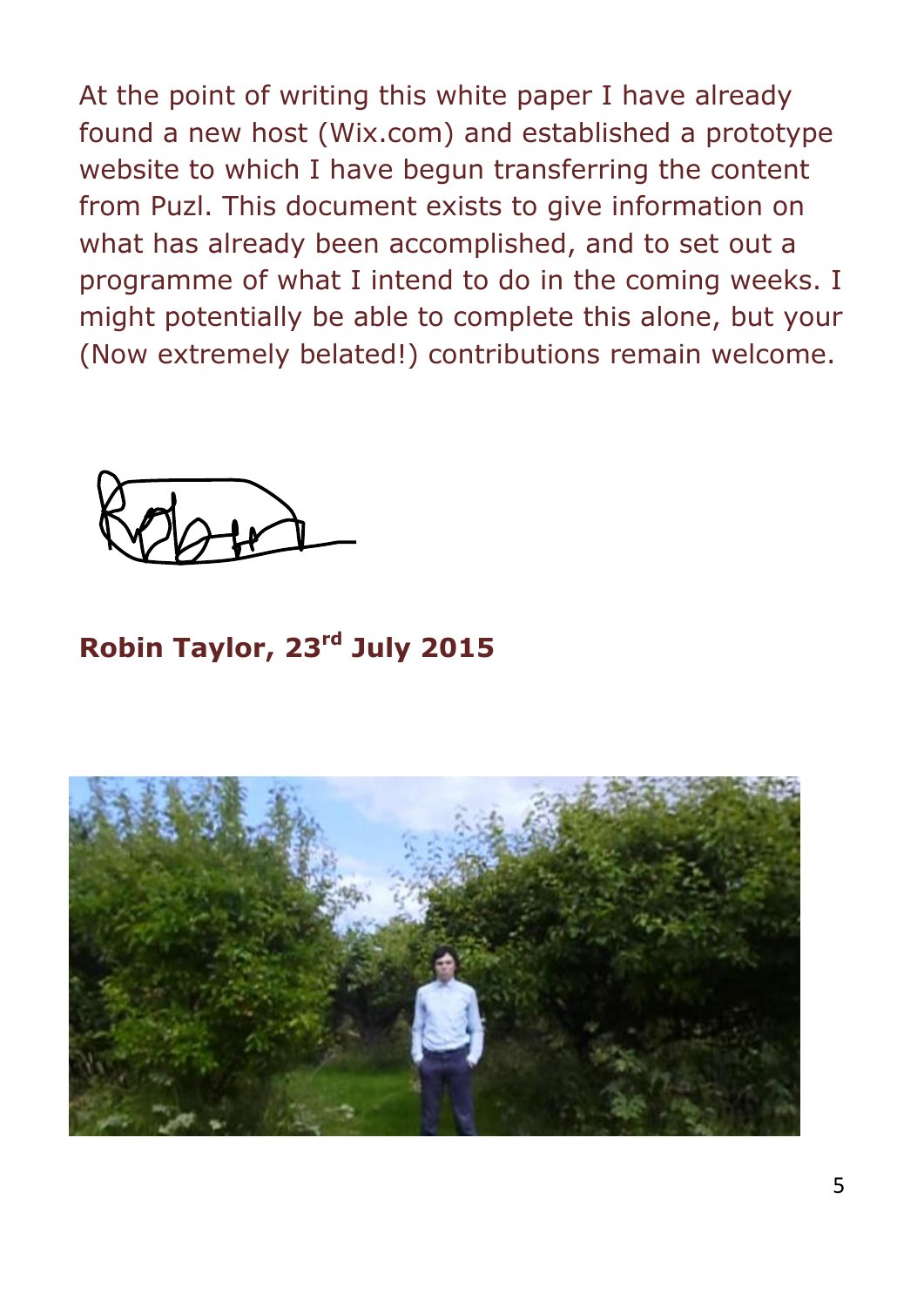At the point of writing this white paper I have already found a new host (Wix.com) and established a prototype website to which I have begun transferring the content from Puzl. This document exists to give information on what has already been accomplished, and to set out a programme of what I intend to do in the coming weeks. I might potentially be able to complete this alone, but your (Now extremely belated!) contributions remain welcome.

**Robin Taylor, 23rd July 2015**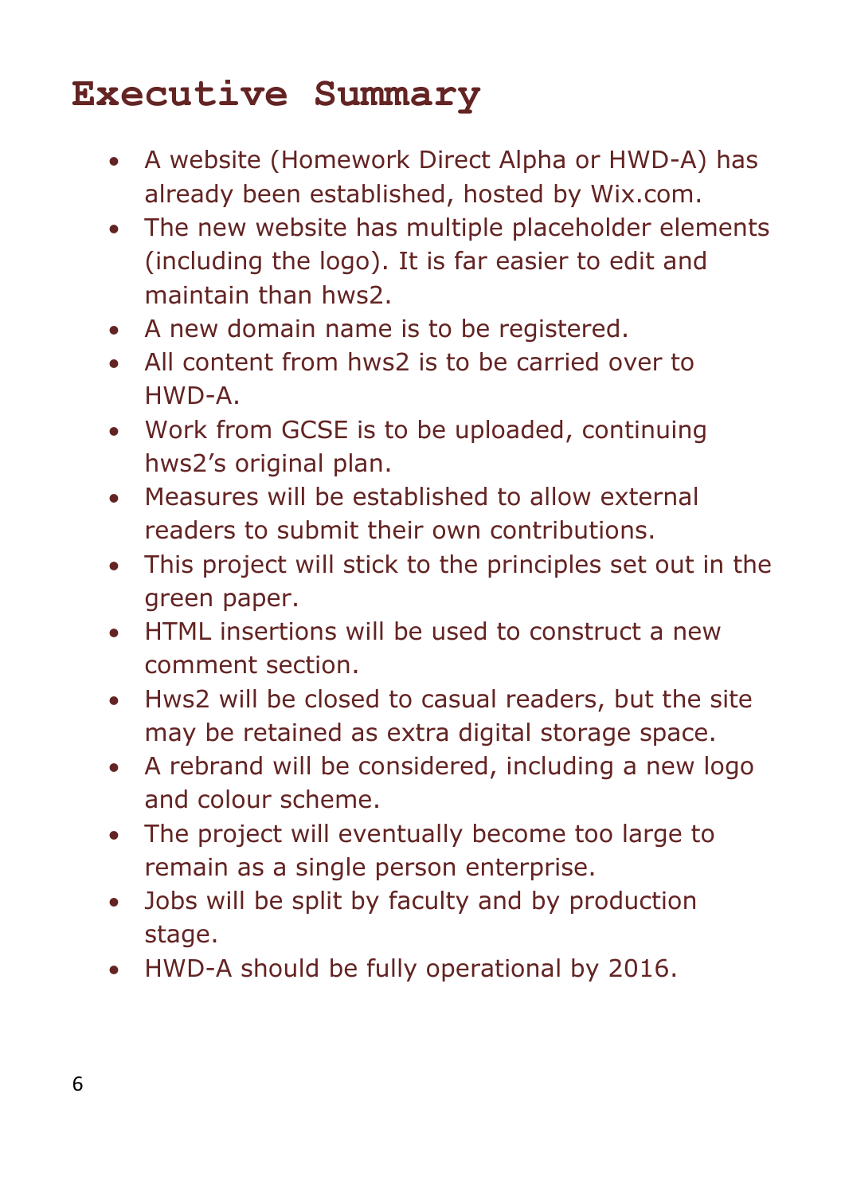# Executive Summary

- A website (Homework Direct Alpha or HWD-A) has already been established, hosted by Wix.com.
- The new website has multiple placeholder elements (including the logo). It is far easier to edit and maintain than hws2.
- A new domain name is to be registered.
- All content from hws2 is to be carried over to HWD-A.
- Work from GCSE is to be uploaded, continuing hws2's original plan.
- Measures will be established to allow external readers to submit their own contributions.
- This project will stick to the principles set out in the green paper.
- HTML insertions will be used to construct a new comment section.
- Hws2 will be closed to casual readers, but the site may be retained as extra digital storage space.
- A rebrand will be considered, including a new logo and colour scheme.
- The project will eventually become too large to remain as a single person enterprise.
- Jobs will be split by faculty and by production stage.
- HWD-A should be fully operational by 2016.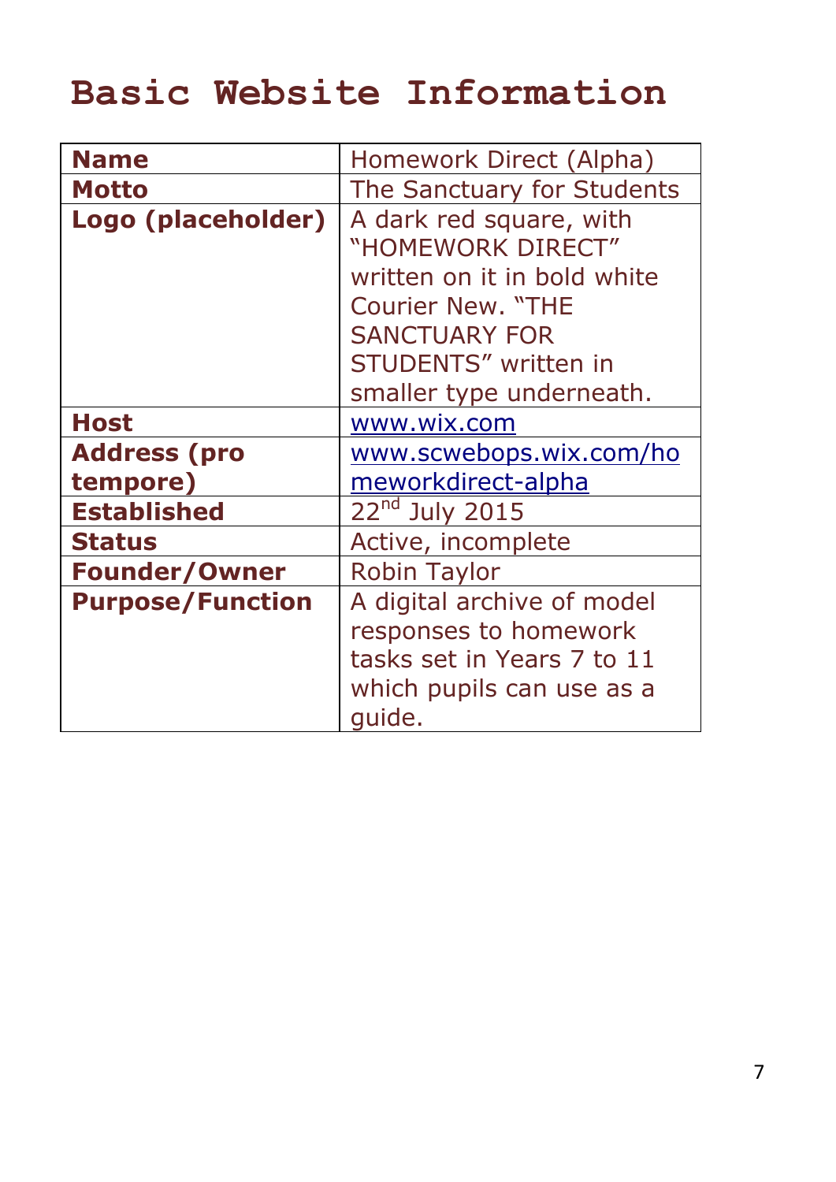# Basic Website Information

| **Name** | Homework Direct (Alpha) |
| --- | --- |
| **Motto** | The Sanctuary for Students |
| **Logo (placeholder)** | A dark red square, with "HOMEWORK DIRECT" written on it in bold white Courier New. "THE SANCTUARY FOR STUDENTS" written in smaller type underneath. |
| **Host** | www.wix.com |
| **Address (pro tempore)** | www.scwebops.wix.com/homeworkdirect-alpha |
| **Established** | 22nd July 2015 |
| **Status** | Active, incomplete |
| **Founder/Owner** | Robin Taylor |
| **Purpose/Function** | A digital archive of model responses to homework tasks set in Years 7 to 11 which pupils can use as a guide. |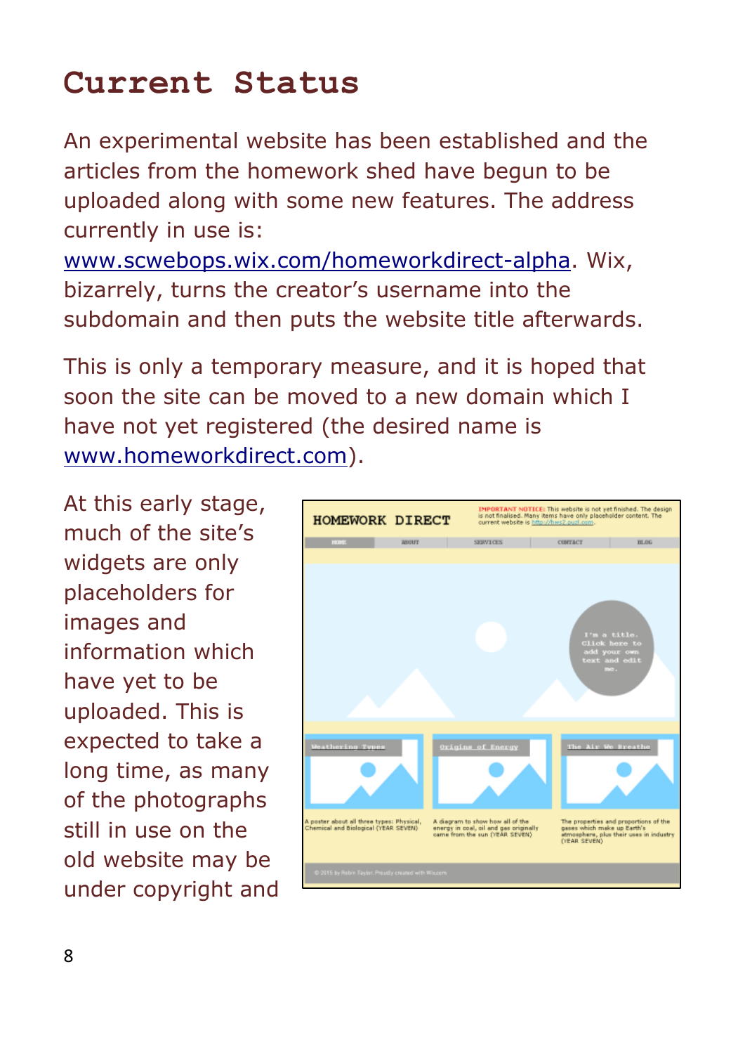# Current Status

An experimental website has been established and the articles from the homework shed have begun to be uploaded along with some new features. The address currently in use is: www.scwebops.wix.com/homeworkdirect-alpha. Wix, bizarrely, turns the creator's username into the subdomain and then puts the website title afterwards.

This is only a temporary measure, and it is hoped that soon the site can be moved to a new domain which I have not yet registered (the desired name is www.homeworkdirect.com).

At this early stage, much of the site's widgets are only placeholders for images and information which have yet to be uploaded. This is expected to take a long time, as many of the photographs still in use on the old website may be under copyright and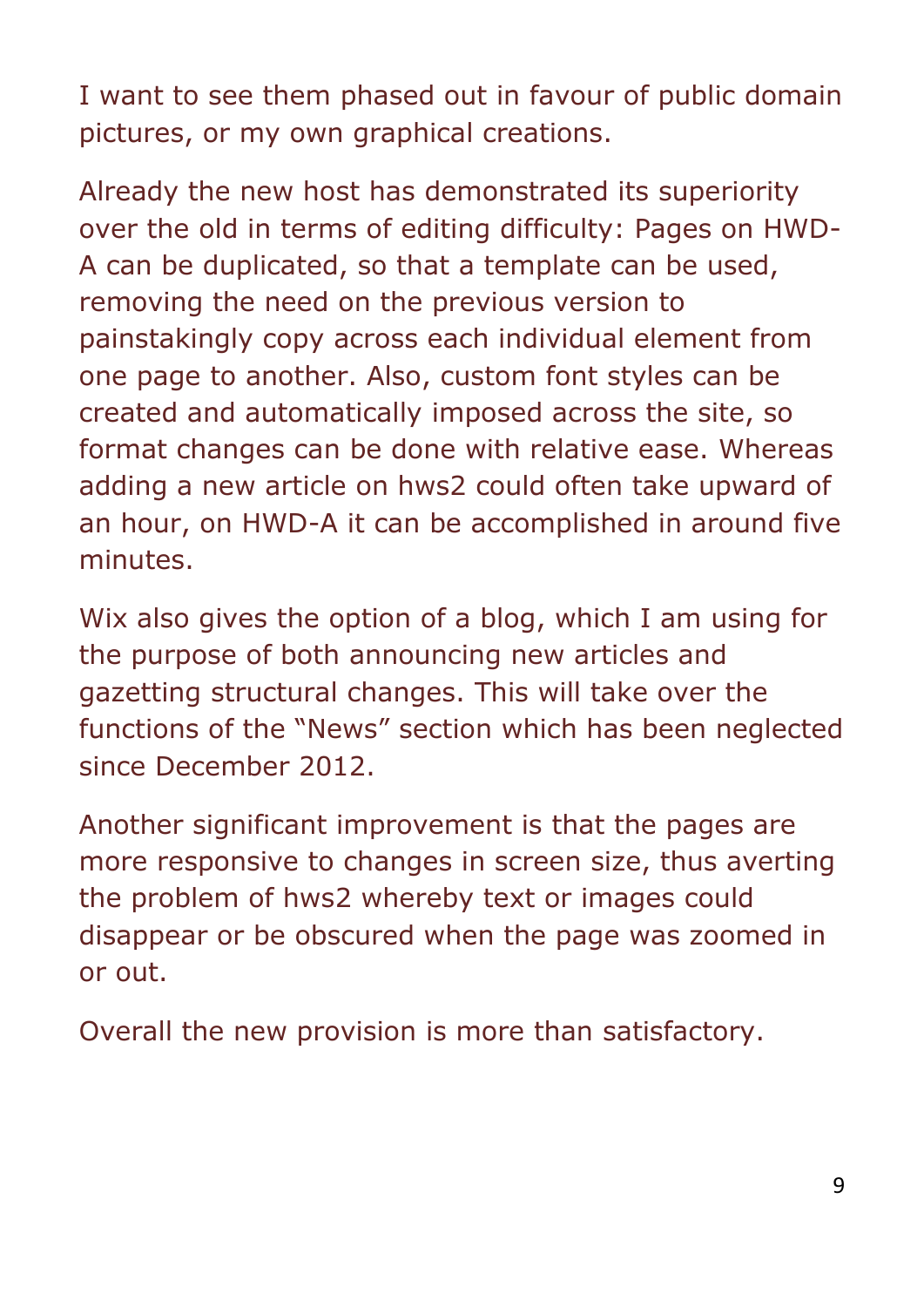I want to see them phased out in favour of public domain pictures, or my own graphical creations.

Already the new host has demonstrated its superiority over the old in terms of editing difficulty: Pages on HWD-A can be duplicated, so that a template can be used, removing the need on the previous version to painstakingly copy across each individual element from one page to another. Also, custom font styles can be created and automatically imposed across the site, so format changes can be done with relative ease. Whereas adding a new article on hws2 could often take upward of an hour, on HWD-A it can be accomplished in around five minutes.

Wix also gives the option of a blog, which I am using for the purpose of both announcing new articles and gazetting structural changes. This will take over the functions of the "News" section which has been neglected since December 2012.

Another significant improvement is that the pages are more responsive to changes in screen size, thus averting the problem of hws2 whereby text or images could disappear or be obscured when the page was zoomed in or out.

Overall the new provision is more than satisfactory.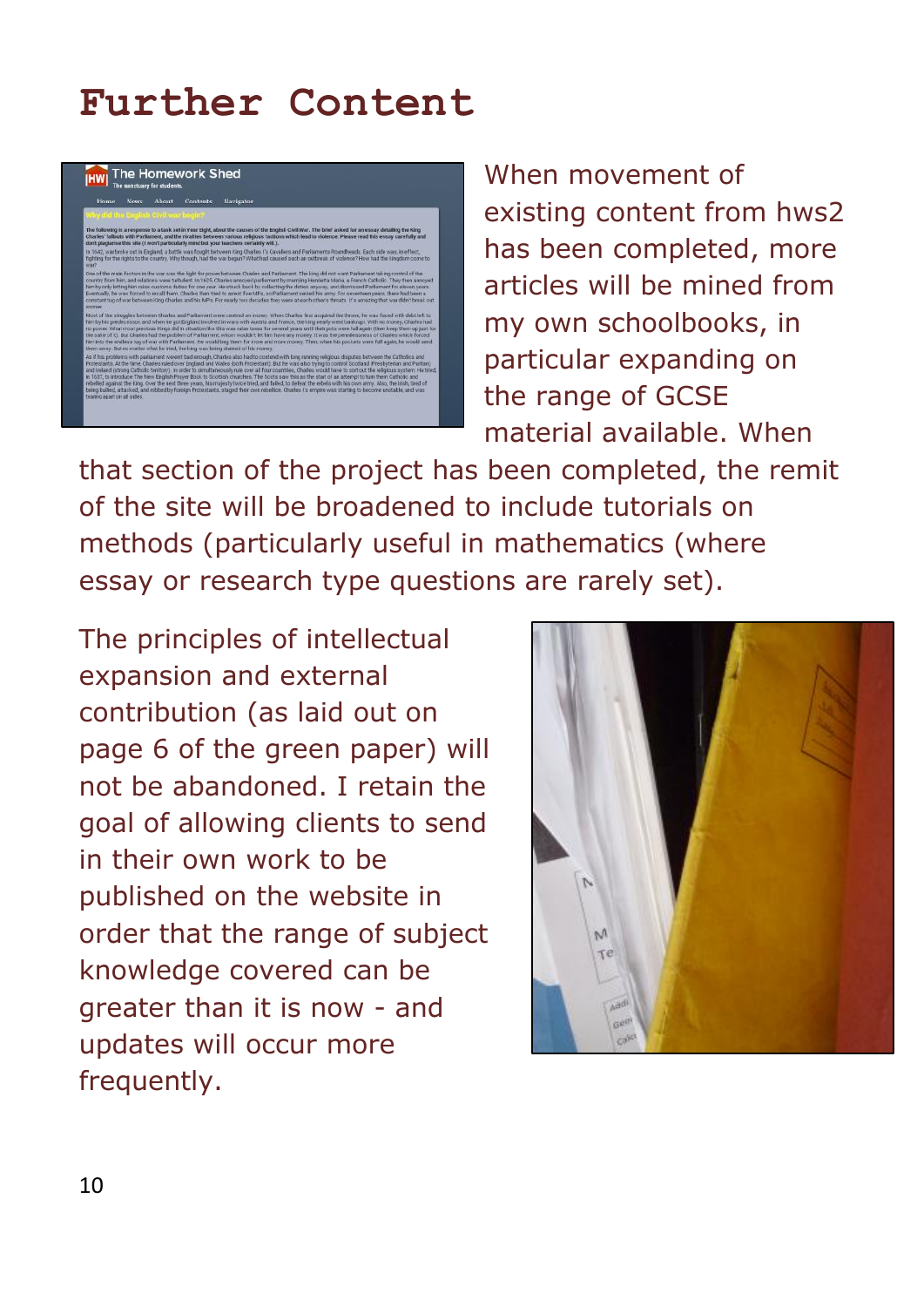# Further Content

When movement of existing content from hws2 has been completed, more articles will be mined from my own schoolbooks, in particular expanding on the range of GCSE material available. When that section of the project has been completed, the remit of the site will be broadened to include tutorials on methods (particularly useful in mathematics (where essay or research type questions are rarely set).

The principles of intellectual expansion and external contribution (as laid out on page 6 of the green paper) will not be abandoned. I retain the goal of allowing clients to send in their own work to be published on the website in order that the range of subject knowledge covered can be greater than it is now - and updates will occur more frequently.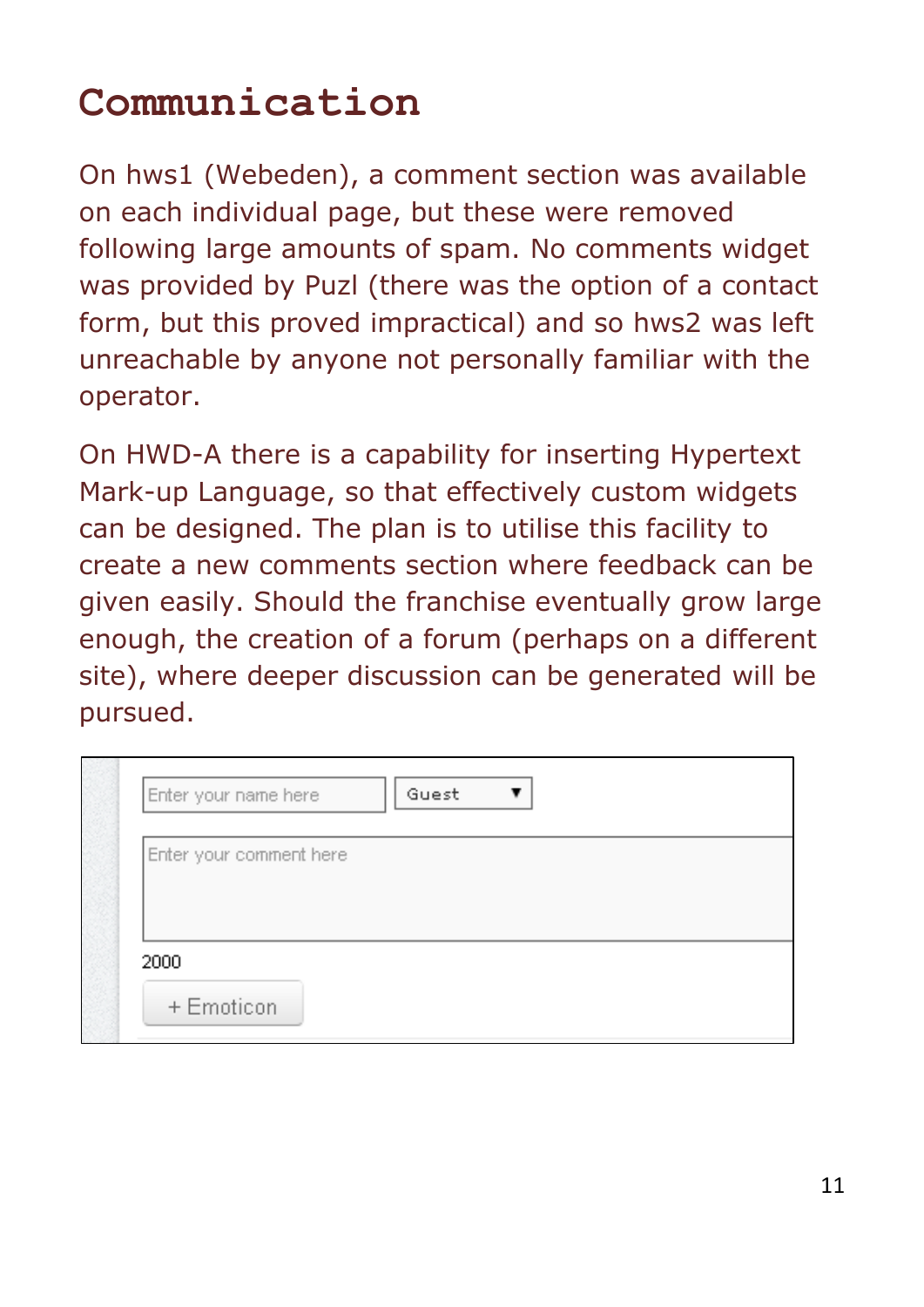# Communication

On hws1 (Webeden), a comment section was available on each individual page, but these were removed following large amounts of spam. No comments widget was provided by Puzl (there was the option of a contact form, but this proved impractical) and so hws2 was left unreachable by anyone not personally familiar with the operator.

On HWD-A there is a capability for inserting Hypertext Mark-up Language, so that effectively custom widgets can be designed. The plan is to utilise this facility to create a new comments section where feedback can be given easily. Should the franchise eventually grow large enough, the creation of a forum (perhaps on a different site), where deeper discussion can be generated will be pursued.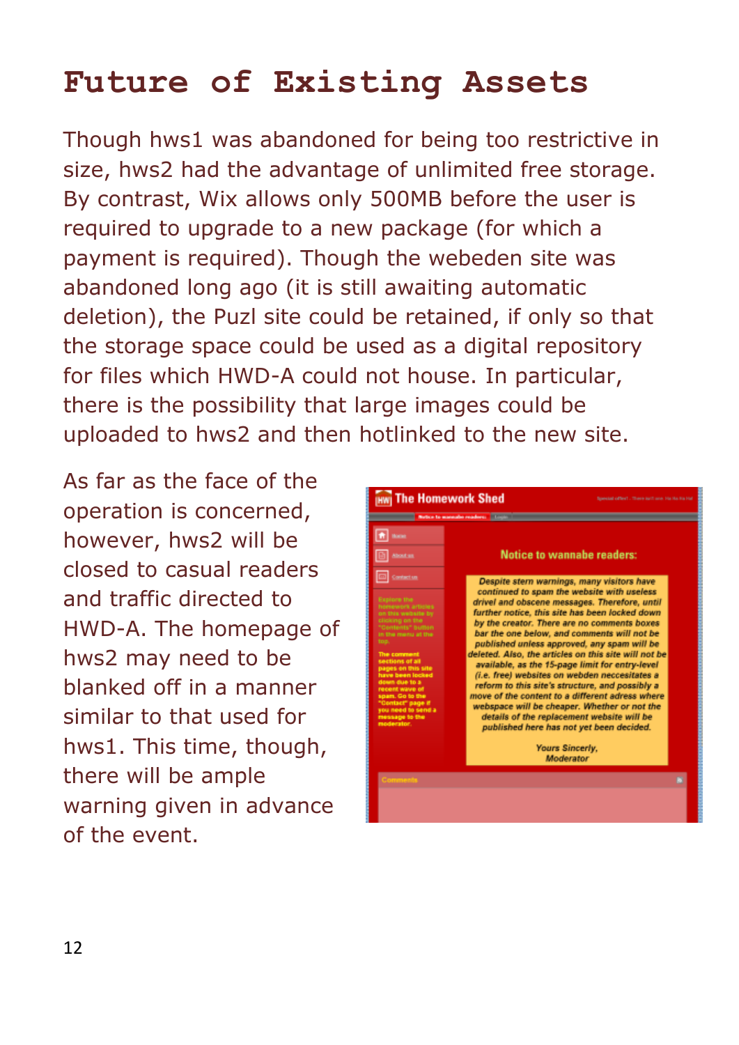# Future of Existing Assets

Though hws1 was abandoned for being too restrictive in size, hws2 had the advantage of unlimited free storage. By contrast, Wix allows only 500MB before the user is required to upgrade to a new package (for which a payment is required). Though the webeden site was abandoned long ago (it is still awaiting automatic deletion), the Puzl site could be retained, if only so that the storage space could be used as a digital repository for files which HWD-A could not house. In particular, there is the possibility that large images could be uploaded to hws2 and then hotlinked to the new site.

As far as the face of the operation is concerned, however, hws2 will be closed to casual readers and traffic directed to HWD-A. The homepage of hws2 may need to be blanked off in a manner similar to that used for hws1. This time, though, there will be ample warning given in advance of the event.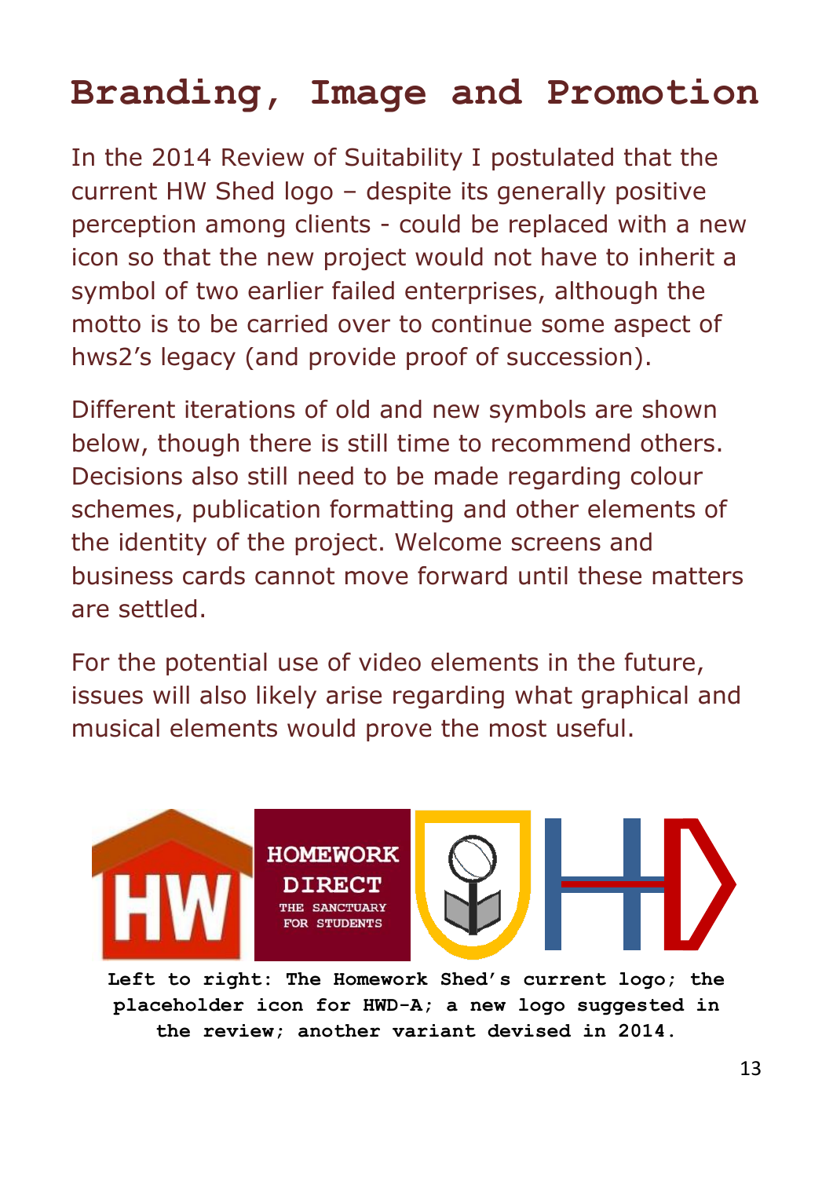# Branding, Image and Promotion

In the 2014 Review of Suitability I postulated that the current HW Shed logo – despite its generally positive perception among clients - could be replaced with a new icon so that the new project would not have to inherit a symbol of two earlier failed enterprises, although the motto is to be carried over to continue some aspect of hws2's legacy (and provide proof of succession).

Different iterations of old and new symbols are shown below, though there is still time to recommend others. Decisions also still need to be made regarding colour schemes, publication formatting and other elements of the identity of the project. Welcome screens and business cards cannot move forward until these matters are settled.

For the potential use of video elements in the future, issues will also likely arise regarding what graphical and musical elements would prove the most useful.

**Left to right: The Homework Shed's current logo; the placeholder icon for HWD-A; a new logo suggested in the review; another variant devised in 2014.**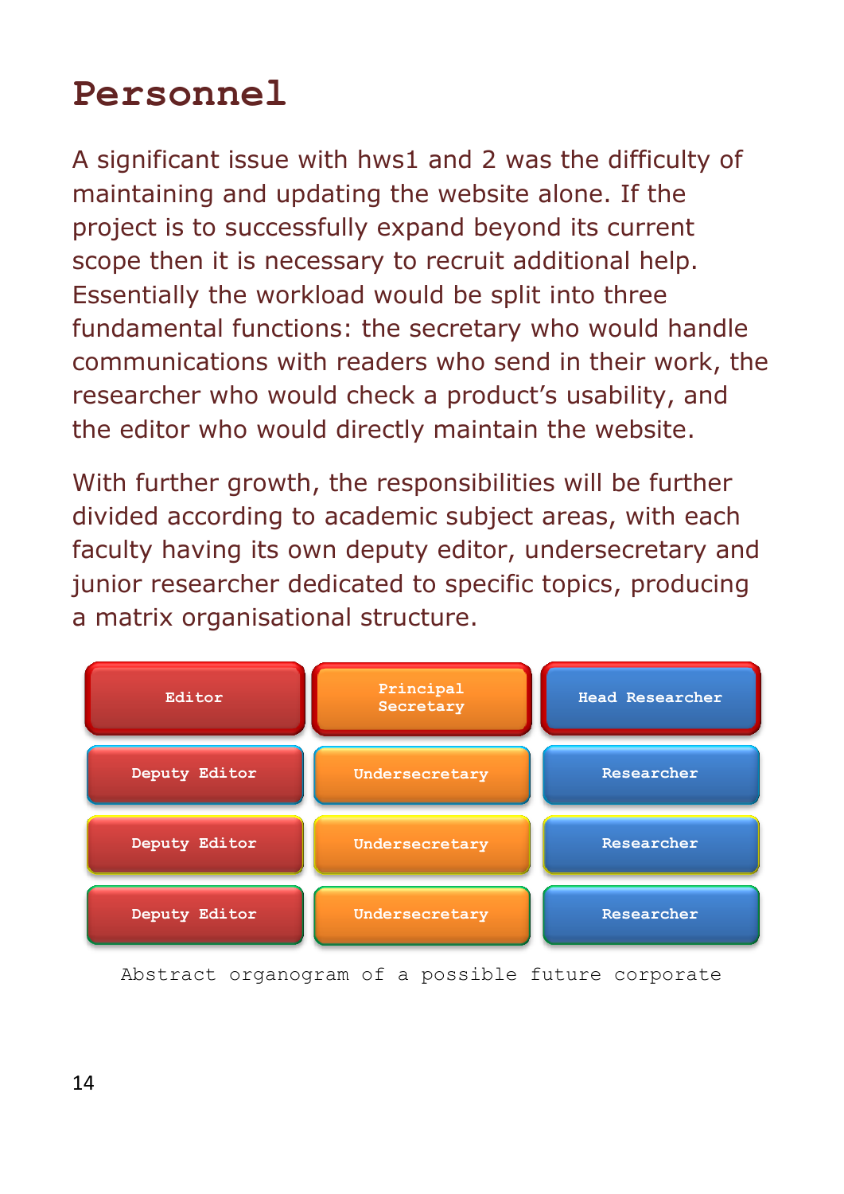# Personnel

A significant issue with hws1 and 2 was the difficulty of maintaining and updating the website alone. If the project is to successfully expand beyond its current scope then it is necessary to recruit additional help. Essentially the workload would be split into three fundamental functions: the secretary who would handle communications with readers who send in their work, the researcher who would check a product's usability, and the editor who would directly maintain the website.

With further growth, the responsibilities will be further divided according to academic subject areas, with each faculty having its own deputy editor, undersecretary and junior researcher dedicated to specific topics, producing a matrix organisational structure.

| Editor | Principal Secretary | Head Researcher |
|---|---|---|
| Deputy Editor | Undersecretary | Researcher |
| Deputy Editor | Undersecretary | Researcher |
| Deputy Editor | Undersecretary | Researcher |

Abstract organogram of a possible future corporate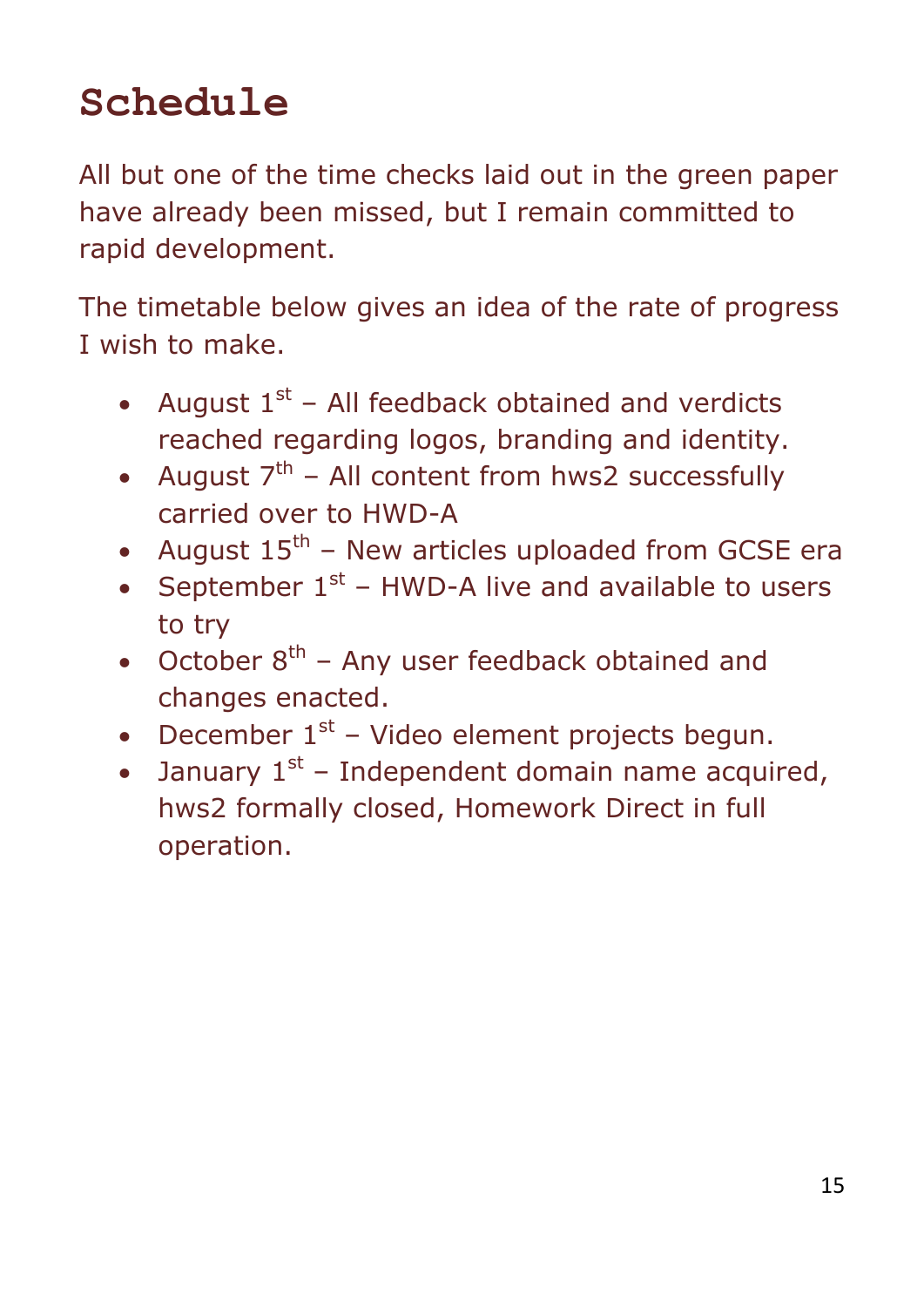# Schedule

All but one of the time checks laid out in the green paper have already been missed, but I remain committed to rapid development.

The timetable below gives an idea of the rate of progress I wish to make.

- August 1st – All feedback obtained and verdicts reached regarding logos, branding and identity.
- August 7th – All content from hws2 successfully carried over to HWD-A
- August 15th – New articles uploaded from GCSE era
- September 1st – HWD-A live and available to users to try
- October 8th – Any user feedback obtained and changes enacted.
- December 1st – Video element projects begun.
- January 1st – Independent domain name acquired, hws2 formally closed, Homework Direct in full operation.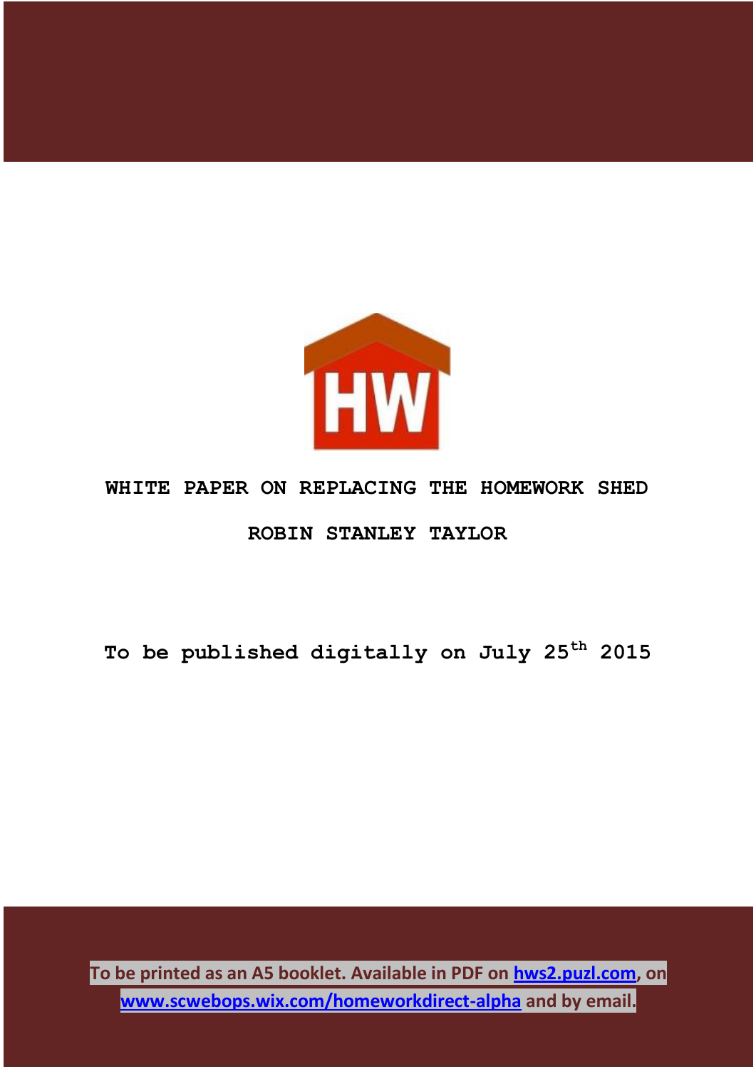**WHITE PAPER ON REPLACING THE HOMEWORK SHED**

**ROBIN STANLEY TAYLOR**

**To be published digitally on July 25th 2015**

**To be printed as an A5 booklet. Available in PDF on hws2.puzl.com, on www.scwebops.wix.com/homeworkdirect-alpha and by email.**